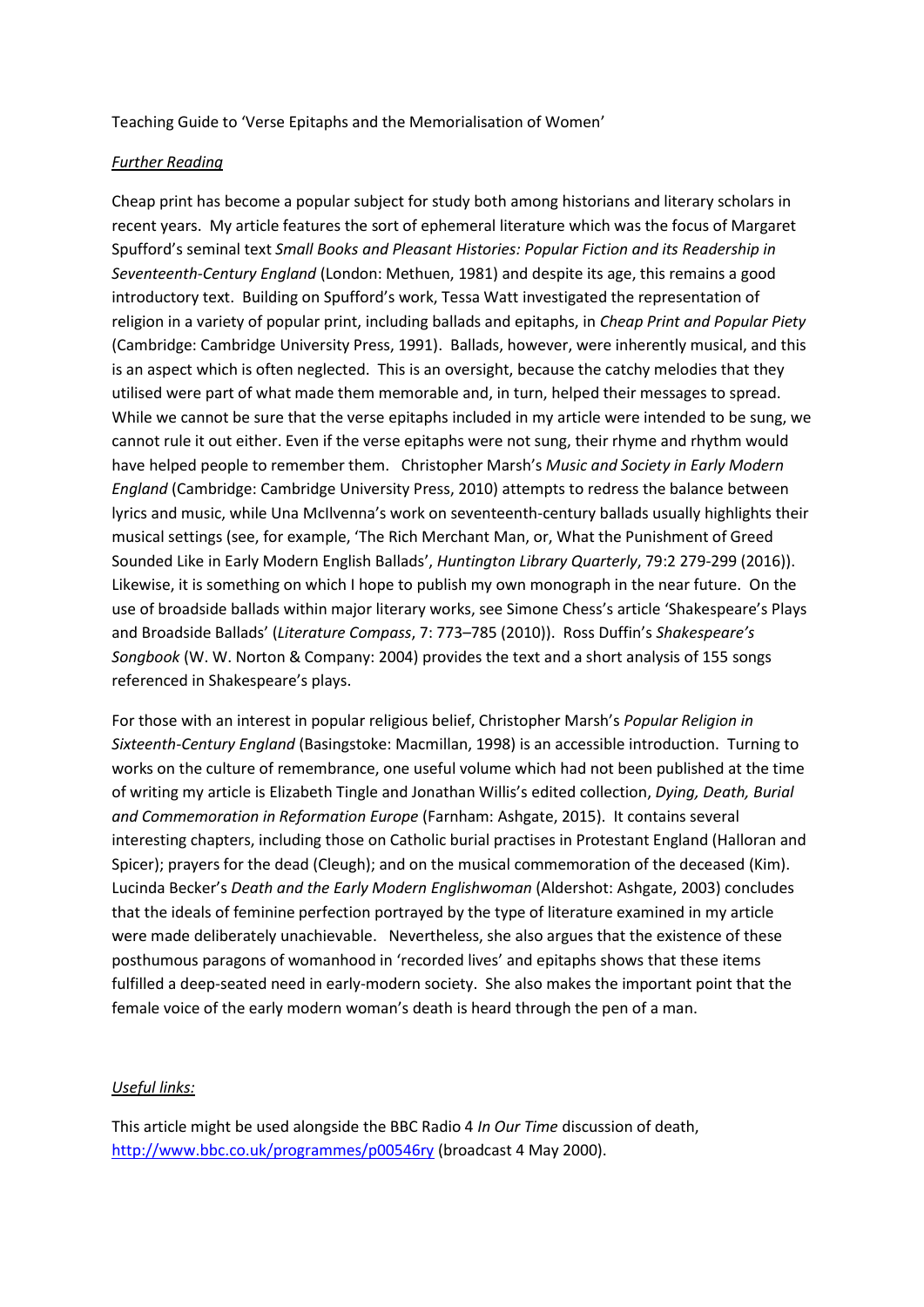Teaching Guide to 'Verse Epitaphs and the Memorialisation of Women'

*Further Reading*

Cheap print has become a popular subject for study both among historians and literary scholars in recent years. My article features the sort of ephemeral literature which was the focus of Margaret Spufford's seminal text *Small Books and Pleasant Histories: Popular Fiction and its Readership in Seventeenth-Century England* (London: Methuen, 1981) and despite its age, this remains a good introductory text. Building on Spufford's work, Tessa Watt investigated the representation of religion in a variety of popular print, including ballads and epitaphs, in *Cheap Print and Popular Piety* (Cambridge: Cambridge University Press, 1991). Ballads, however, were inherently musical, and this is an aspect which is often neglected. This is an oversight, because the catchy melodies that they utilised were part of what made them memorable and, in turn, helped their messages to spread. While we cannot be sure that the verse epitaphs included in my article were intended to be sung, we cannot rule it out either. Even if the verse epitaphs were not sung, their rhyme and rhythm would have helped people to remember them. Christopher Marsh's *Music and Society in Early Modern England* (Cambridge: Cambridge University Press, 2010) attempts to redress the balance between lyrics and music, while Una McIlvenna's work on seventeenth-century ballads usually highlights their musical settings (see, for example, 'The Rich Merchant Man, or, What the Punishment of Greed Sounded Like in Early Modern English Ballads', *Huntington Library Quarterly*, 79:2 279-299 (2016)). Likewise, it is something on which I hope to publish my own monograph in the near future. On the use of broadside ballads within major literary works, see Simone Chess's article 'Shakespeare's Plays and Broadside Ballads' (*Literature Compass*, 7: 773–785 (2010)). Ross Duffin's *Shakespeare's Songbook* (W. W. Norton & Company: 2004) provides the text and a short analysis of 155 songs referenced in Shakespeare's plays.

For those with an interest in popular religious belief, Christopher Marsh's *Popular Religion in Sixteenth-Century England* (Basingstoke: Macmillan, 1998) is an accessible introduction. Turning to works on the culture of remembrance, one useful volume which had not been published at the time of writing my article is Elizabeth Tingle and Jonathan Willis's edited collection, *Dying, Death, Burial and Commemoration in Reformation Europe* (Farnham: Ashgate, 2015). It contains several interesting chapters, including those on Catholic burial practises in Protestant England (Halloran and Spicer); prayers for the dead (Cleugh); and on the musical commemoration of the deceased (Kim). Lucinda Becker's *Death and the Early Modern Englishwoman* (Aldershot: Ashgate, 2003) concludes that the ideals of feminine perfection portrayed by the type of literature examined in my article were made deliberately unachievable. Nevertheless, she also argues that the existence of these posthumous paragons of womanhood in 'recorded lives' and epitaphs shows that these items fulfilled a deep-seated need in early-modern society. She also makes the important point that the female voice of the early modern woman's death is heard through the pen of a man.

*Useful links:*

This article might be used alongside the BBC Radio 4 *In Our Time* discussion of death, http://www.bbc.co.uk/programmes/p00546ry (broadcast 4 May 2000).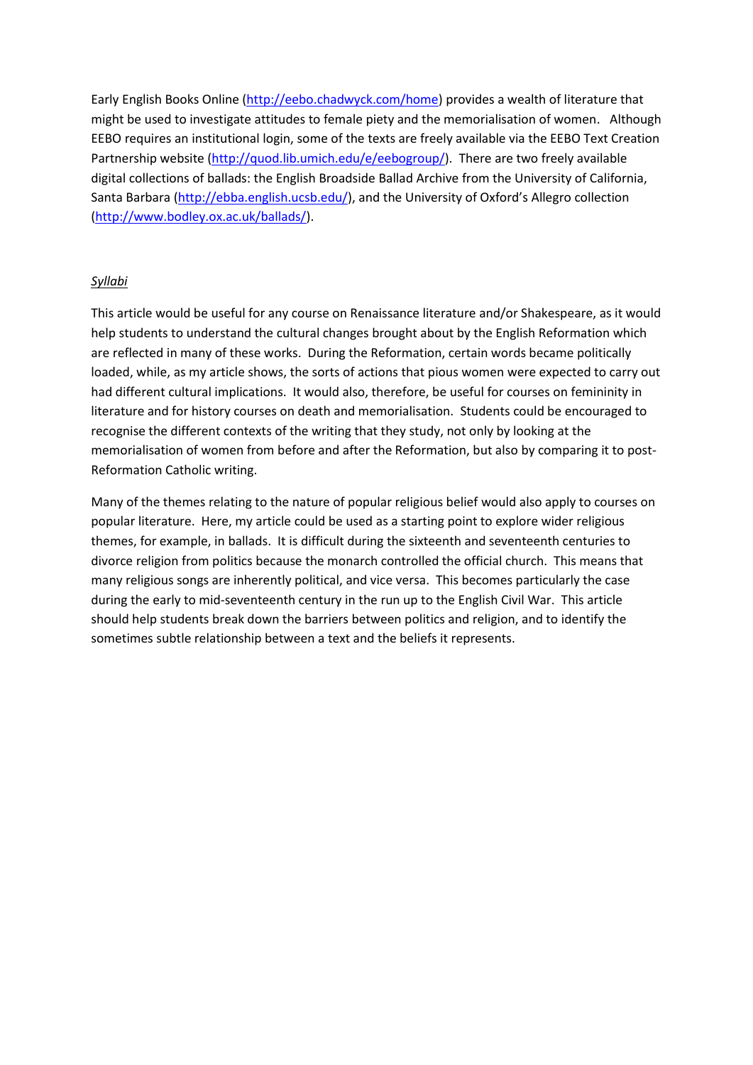Early English Books Online (http://eebo.chadwyck.com/home) provides a wealth of literature that might be used to investigate attitudes to female piety and the memorialisation of women. Although EEBO requires an institutional login, some of the texts are freely available via the EEBO Text Creation Partnership website (http://quod.lib.umich.edu/e/eebogroup/). There are two freely available digital collections of ballads: the English Broadside Ballad Archive from the University of California, Santa Barbara (http://ebba.english.ucsb.edu/), and the University of Oxford's Allegro collection (http://www.bodley.ox.ac.uk/ballads/).

*Syllabi*

This article would be useful for any course on Renaissance literature and/or Shakespeare, as it would help students to understand the cultural changes brought about by the English Reformation which are reflected in many of these works. During the Reformation, certain words became politically loaded, while, as my article shows, the sorts of actions that pious women were expected to carry out had different cultural implications. It would also, therefore, be useful for courses on femininity in literature and for history courses on death and memorialisation. Students could be encouraged to recognise the different contexts of the writing that they study, not only by looking at the memorialisation of women from before and after the Reformation, but also by comparing it to post-Reformation Catholic writing.

Many of the themes relating to the nature of popular religious belief would also apply to courses on popular literature. Here, my article could be used as a starting point to explore wider religious themes, for example, in ballads. It is difficult during the sixteenth and seventeenth centuries to divorce religion from politics because the monarch controlled the official church. This means that many religious songs are inherently political, and vice versa. This becomes particularly the case during the early to mid-seventeenth century in the run up to the English Civil War. This article should help students break down the barriers between politics and religion, and to identify the sometimes subtle relationship between a text and the beliefs it represents.